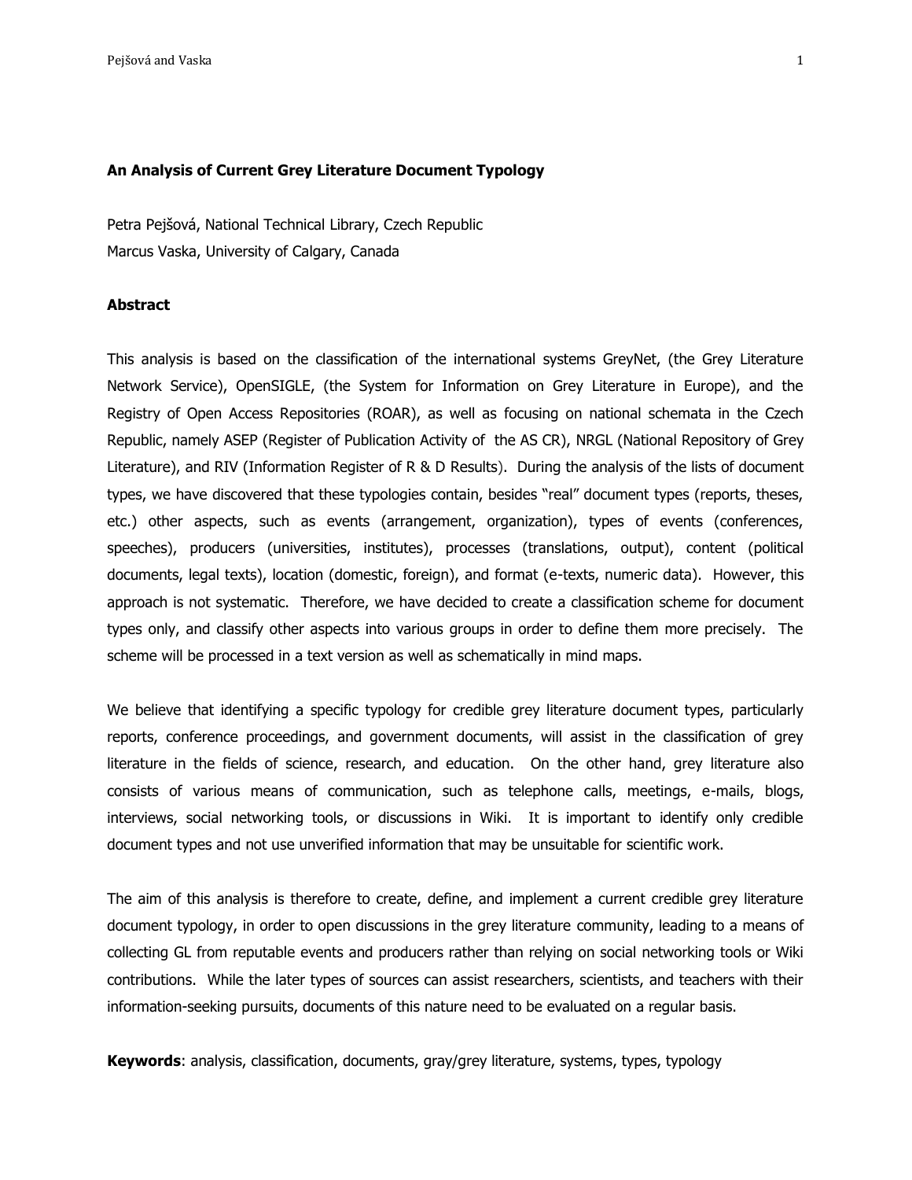# An Analysis of Current Grey Literature Document Typology

Petra Pejšová, National Technical Library, Czech Republic

Marcus Vaska, University of Calgary, Canada

## Abstract

This analysis is based on the classification of the international systems GreyNet, (the Grey Literature Network Service), OpenSIGLE, (the System for Information on Grey Literature in Europe), and the Registry of Open Access Repositories (ROAR), as well as focusing on national schemata in the Czech Republic, namely ASEP (Register of Publication Activity of the AS CR), NRGL (National Repository of Grey Literature), and RIV (Information Register of R & D Results). During the analysis of the lists of document types, we have discovered that these typologies contain, besides "real" document types (reports, theses, etc.) other aspects, such as events (arrangement, organization), types of events (conferences, speeches), producers (universities, institutes), processes (translations, output), content (political documents, legal texts), location (domestic, foreign), and format (e-texts, numeric data). However, this approach is not systematic. Therefore, we have decided to create a classification scheme for document types only, and classify other aspects into various groups in order to define them more precisely. The scheme will be processed in a text version as well as schematically in mind maps.

We believe that identifying a specific typology for credible grey literature document types, particularly reports, conference proceedings, and government documents, will assist in the classification of grey literature in the fields of science, research, and education. On the other hand, grey literature also consists of various means of communication, such as telephone calls, meetings, e-mails, blogs, interviews, social networking tools, or discussions in Wiki. It is important to identify only credible document types and not use unverified information that may be unsuitable for scientific work.

The aim of this analysis is therefore to create, define, and implement a current credible grey literature document typology, in order to open discussions in the grey literature community, leading to a means of collecting GL from reputable events and producers rather than relying on social networking tools or Wiki contributions. While the later types of sources can assist researchers, scientists, and teachers with their information-seeking pursuits, documents of this nature need to be evaluated on a regular basis.

**Keywords**: analysis, classification, documents, gray/grey literature, systems, types, typology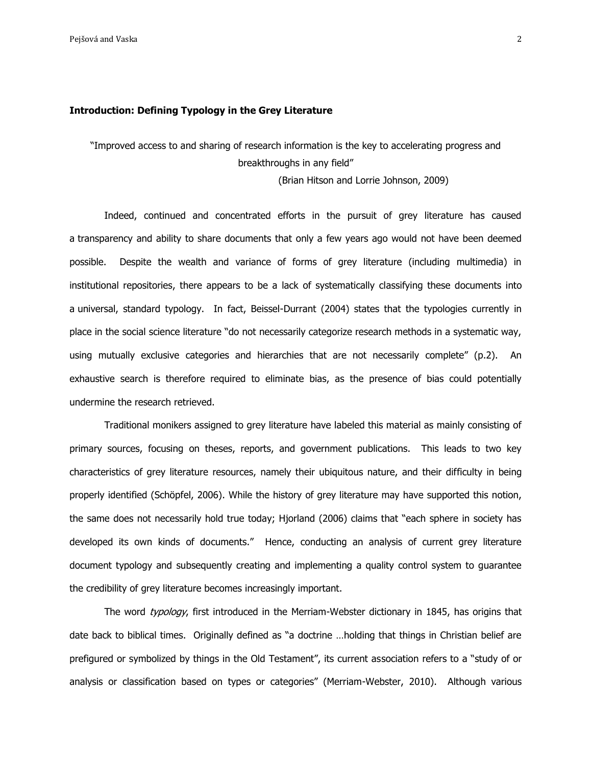**Introduction: Defining Typology in the Grey Literature**

"Improved access to and sharing of research information is the key to accelerating progress and breakthroughs in any field"

(Brian Hitson and Lorrie Johnson, 2009)

Indeed, continued and concentrated efforts in the pursuit of grey literature has caused a transparency and ability to share documents that only a few years ago would not have been deemed possible. Despite the wealth and variance of forms of grey literature (including multimedia) in institutional repositories, there appears to be a lack of systematically classifying these documents into a universal, standard typology. In fact, Beissel-Durrant (2004) states that the typologies currently in place in the social science literature "do not necessarily categorize research methods in a systematic way, using mutually exclusive categories and hierarchies that are not necessarily complete" (p.2). An exhaustive search is therefore required to eliminate bias, as the presence of bias could potentially undermine the research retrieved.

Traditional monikers assigned to grey literature have labeled this material as mainly consisting of primary sources, focusing on theses, reports, and government publications. This leads to two key characteristics of grey literature resources, namely their ubiquitous nature, and their difficulty in being properly identified (Schöpfel, 2006). While the history of grey literature may have supported this notion, the same does not necessarily hold true today; Hjorland (2006) claims that "each sphere in society has developed its own kinds of documents." Hence, conducting an analysis of current grey literature document typology and subsequently creating and implementing a quality control system to guarantee the credibility of grey literature becomes increasingly important.

The word *typology*, first introduced in the Merriam-Webster dictionary in 1845, has origins that date back to biblical times. Originally defined as "a doctrine …holding that things in Christian belief are prefigured or symbolized by things in the Old Testament", its current association refers to a "study of or analysis or classification based on types or categories" (Merriam-Webster, 2010). Although various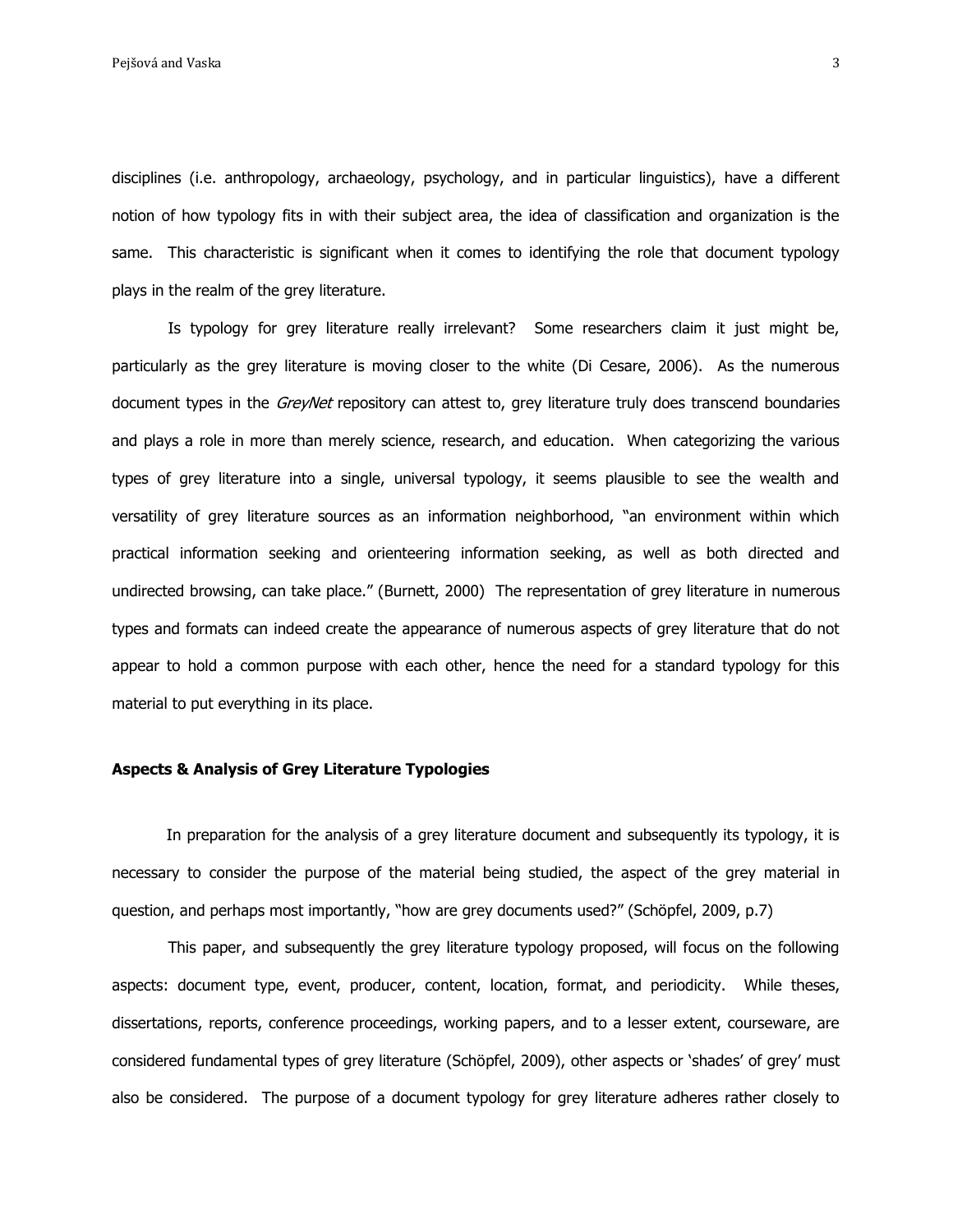disciplines (i.e. anthropology, archaeology, psychology, and in particular linguistics), have a different notion of how typology fits in with their subject area, the idea of classification and organization is the same. This characteristic is significant when it comes to identifying the role that document typology plays in the realm of the grey literature.

Is typology for grey literature really irrelevant? Some researchers claim it just might be, particularly as the grey literature is moving closer to the white (Di Cesare, 2006). As the numerous document types in the *GreyNet* repository can attest to, grey literature truly does transcend boundaries and plays a role in more than merely science, research, and education. When categorizing the various types of grey literature into a single, universal typology, it seems plausible to see the wealth and versatility of grey literature sources as an information neighborhood, "an environment within which practical information seeking and orienteering information seeking, as well as both directed and undirected browsing, can take place." (Burnett, 2000) The representation of grey literature in numerous types and formats can indeed create the appearance of numerous aspects of grey literature that do not appear to hold a common purpose with each other, hence the need for a standard typology for this material to put everything in its place.

**Aspects & Analysis of Grey Literature Typologies**

In preparation for the analysis of a grey literature document and subsequently its typology, it is necessary to consider the purpose of the material being studied, the aspect of the grey material in question, and perhaps most importantly, "how are grey documents used?" (Schöpfel, 2009, p.7)

This paper, and subsequently the grey literature typology proposed, will focus on the following aspects: document type, event, producer, content, location, format, and periodicity. While theses, dissertations, reports, conference proceedings, working papers, and to a lesser extent, courseware, are considered fundamental types of grey literature (Schöpfel, 2009), other aspects or 'shades' of grey' must also be considered. The purpose of a document typology for grey literature adheres rather closely to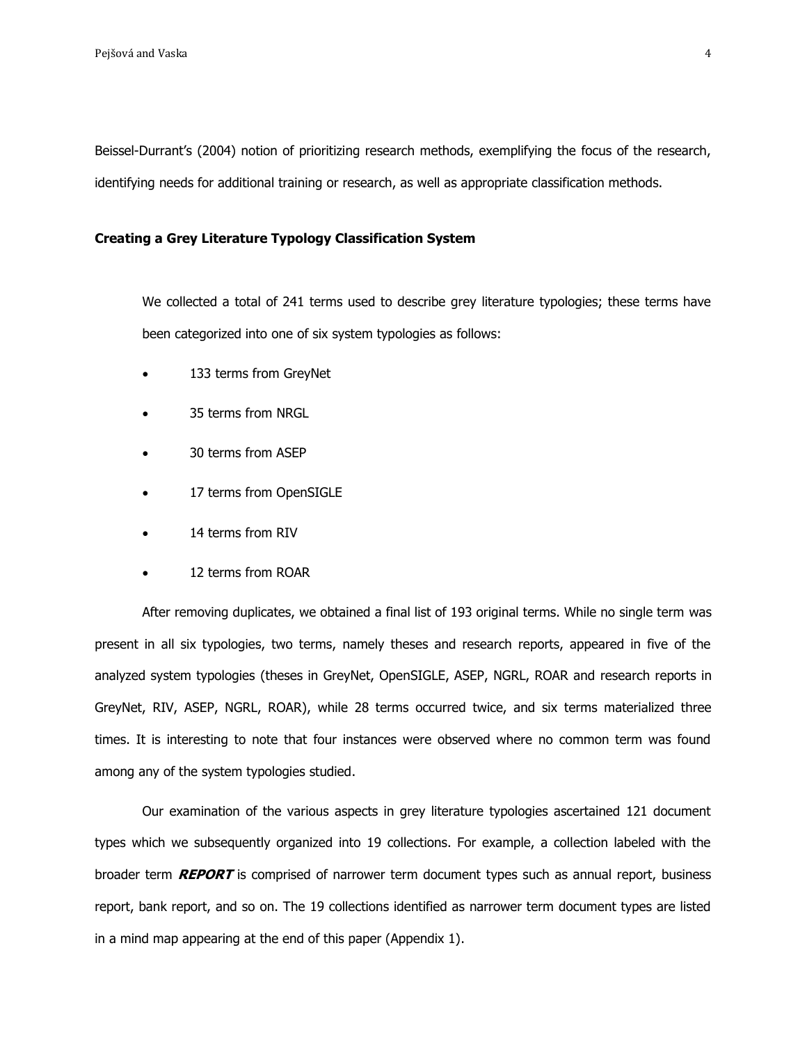Beissel-Durrant's (2004) notion of prioritizing research methods, exemplifying the focus of the research, identifying needs for additional training or research, as well as appropriate classification methods.

### Creating a Grey Literature Typology Classification System

We collected a total of 241 terms used to describe grey literature typologies; these terms have been categorized into one of six system typologies as follows:

- 133 terms from GreyNet
- 35 terms from NRGL
- 30 terms from ASEP
- 17 terms from OpenSIGLE
- 14 terms from RIV
- 12 terms from ROAR

After removing duplicates, we obtained a final list of 193 original terms. While no single term was present in all six typologies, two terms, namely theses and research reports, appeared in five of the analyzed system typologies (theses in GreyNet, OpenSIGLE, ASEP, NGRL, ROAR and research reports in GreyNet, RIV, ASEP, NGRL, ROAR), while 28 terms occurred twice, and six terms materialized three times. It is interesting to note that four instances were observed where no common term was found among any of the system typologies studied.

Our examination of the various aspects in grey literature typologies ascertained 121 document types which we subsequently organized into 19 collections. For example, a collection labeled with the broader term ***REPORT*** is comprised of narrower term document types such as annual report, business report, bank report, and so on. The 19 collections identified as narrower term document types are listed in a mind map appearing at the end of this paper (Appendix 1).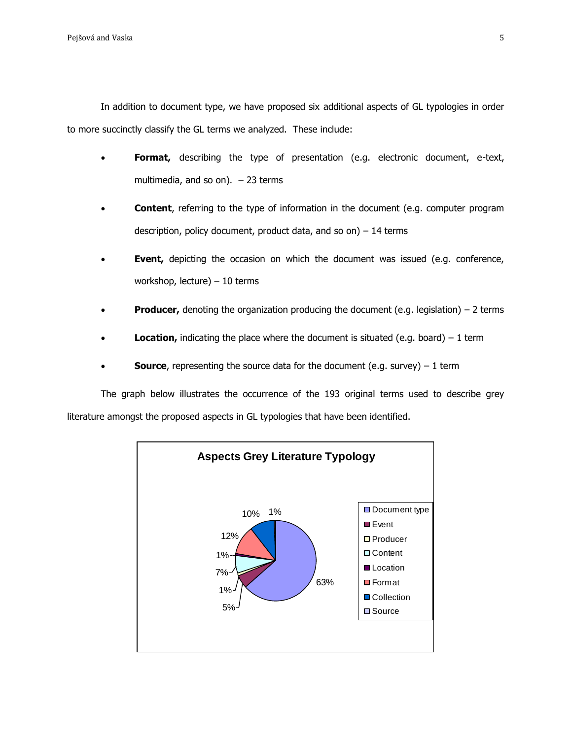In addition to document type, we have proposed six additional aspects of GL typologies in order to more succinctly classify the GL terms we analyzed. These include:

- **Format,** describing the type of presentation (e.g. electronic document, e-text, multimedia, and so on). – 23 terms
- **Content**, referring to the type of information in the document (e.g. computer program description, policy document, product data, and so on) – 14 terms
- **Event,** depicting the occasion on which the document was issued (e.g. conference, workshop, lecture) – 10 terms
- **Producer,** denoting the organization producing the document (e.g. legislation) – 2 terms
- **Location,** indicating the place where the document is situated (e.g. board) – 1 term
- **Source**, representing the source data for the document (e.g. survey) – 1 term

The graph below illustrates the occurrence of the 193 original terms used to describe grey literature amongst the proposed aspects in GL typologies that have been identified.

**Aspects Grey Literature Typology**

| Aspect | Percentage |
| --- | --- |
| Document type | 63% |
| Event | 5% |
| Producer | 1% |
| Content | 7% |
| Location | 1% |
| Format | 12% |
| Collection | 10% |
| Source | 1% |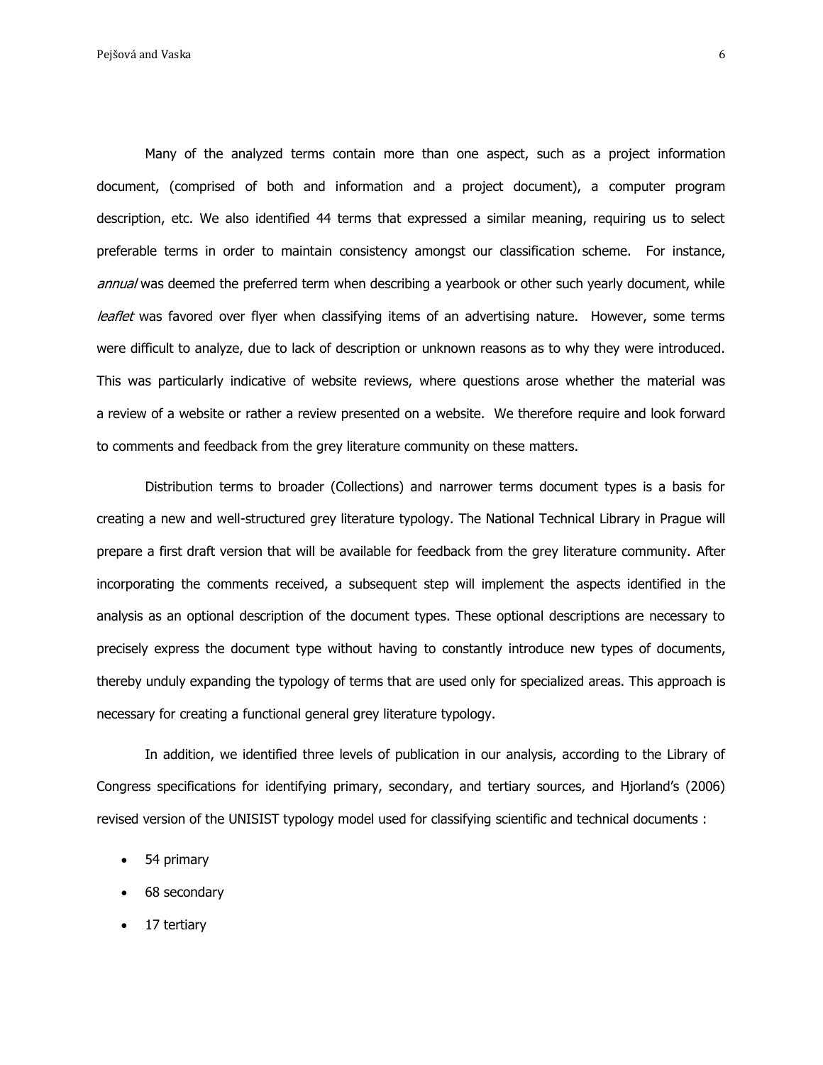Many of the analyzed terms contain more than one aspect, such as a project information document, (comprised of both and information and a project document), a computer program description, etc. We also identified 44 terms that expressed a similar meaning, requiring us to select preferable terms in order to maintain consistency amongst our classification scheme. For instance, *annual* was deemed the preferred term when describing a yearbook or other such yearly document, while *leaflet* was favored over flyer when classifying items of an advertising nature. However, some terms were difficult to analyze, due to lack of description or unknown reasons as to why they were introduced. This was particularly indicative of website reviews, where questions arose whether the material was a review of a website or rather a review presented on a website. We therefore require and look forward to comments and feedback from the grey literature community on these matters.

Distribution terms to broader (Collections) and narrower terms document types is a basis for creating a new and well-structured grey literature typology. The National Technical Library in Prague will prepare a first draft version that will be available for feedback from the grey literature community. After incorporating the comments received, a subsequent step will implement the aspects identified in the analysis as an optional description of the document types. These optional descriptions are necessary to precisely express the document type without having to constantly introduce new types of documents, thereby unduly expanding the typology of terms that are used only for specialized areas. This approach is necessary for creating a functional general grey literature typology.

In addition, we identified three levels of publication in our analysis, according to the Library of Congress specifications for identifying primary, secondary, and tertiary sources, and Hjorland's (2006) revised version of the UNISIST typology model used for classifying scientific and technical documents :

- 54 primary
- 68 secondary
- 17 tertiary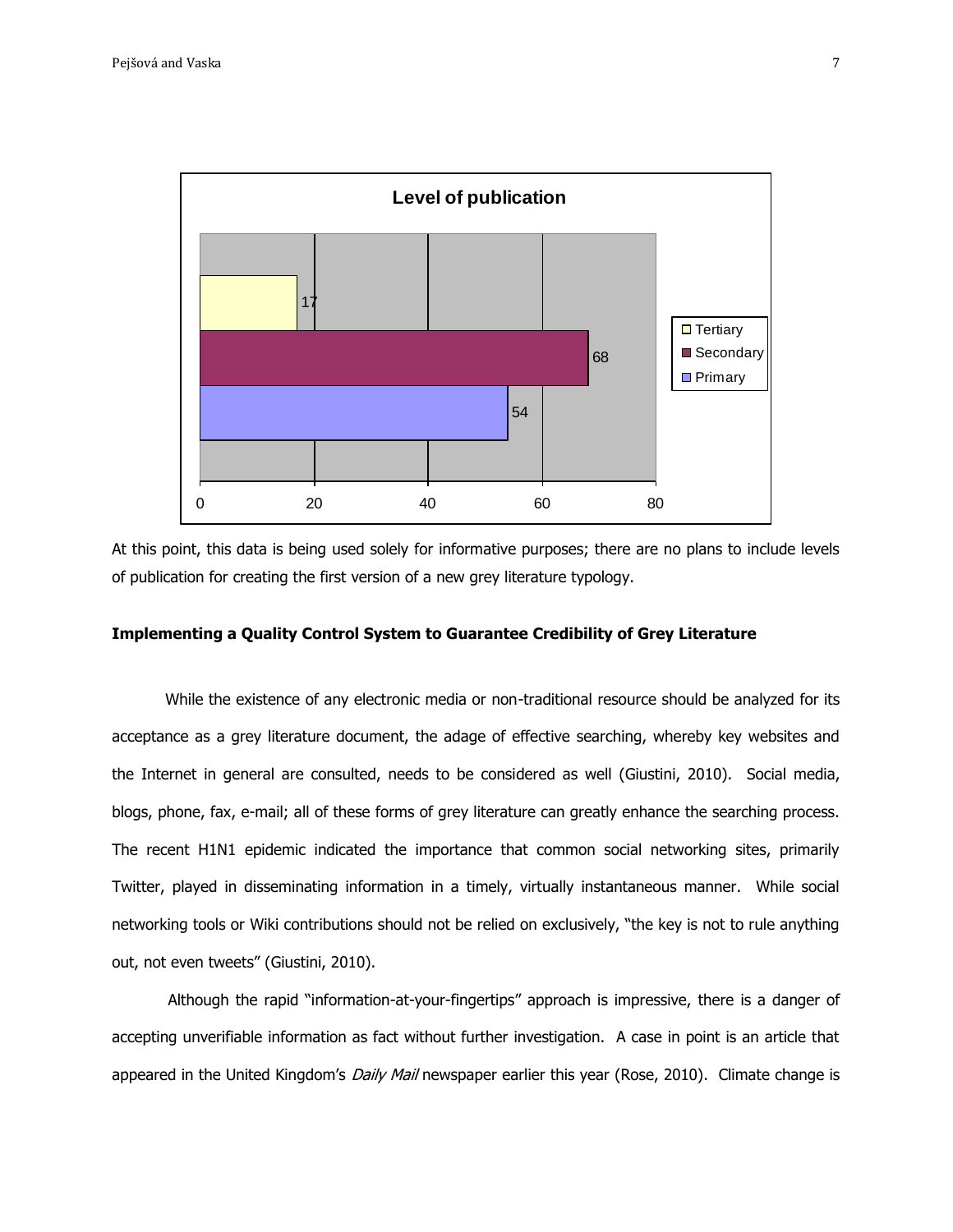At this point, this data is being used solely for informative purposes; there are no plans to include levels of publication for creating the first version of a new grey literature typology.

**Implementing a Quality Control System to Guarantee Credibility of Grey Literature**

While the existence of any electronic media or non-traditional resource should be analyzed for its acceptance as a grey literature document, the adage of effective searching, whereby key websites and the Internet in general are consulted, needs to be considered as well (Giustini, 2010). Social media, blogs, phone, fax, e-mail; all of these forms of grey literature can greatly enhance the searching process. The recent H1N1 epidemic indicated the importance that common social networking sites, primarily Twitter, played in disseminating information in a timely, virtually instantaneous manner. While social networking tools or Wiki contributions should not be relied on exclusively, "the key is not to rule anything out, not even tweets" (Giustini, 2010).

Although the rapid "information-at-your-fingertips" approach is impressive, there is a danger of accepting unverifiable information as fact without further investigation. A case in point is an article that appeared in the United Kingdom's *Daily Mail* newspaper earlier this year (Rose, 2010). Climate change is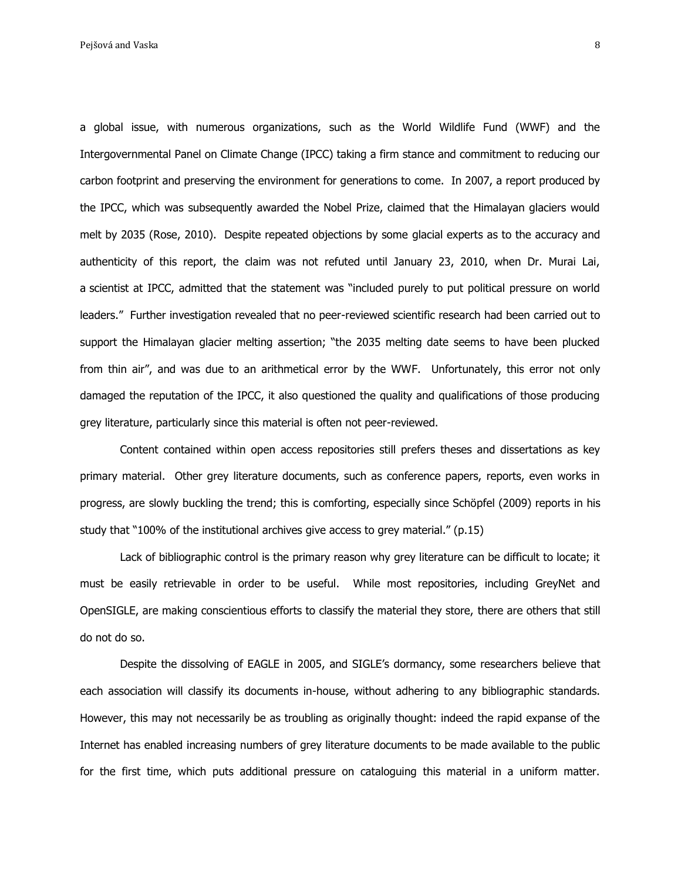a global issue, with numerous organizations, such as the World Wildlife Fund (WWF) and the Intergovernmental Panel on Climate Change (IPCC) taking a firm stance and commitment to reducing our carbon footprint and preserving the environment for generations to come. In 2007, a report produced by the IPCC, which was subsequently awarded the Nobel Prize, claimed that the Himalayan glaciers would melt by 2035 (Rose, 2010). Despite repeated objections by some glacial experts as to the accuracy and authenticity of this report, the claim was not refuted until January 23, 2010, when Dr. Murai Lai, a scientist at IPCC, admitted that the statement was "included purely to put political pressure on world leaders." Further investigation revealed that no peer-reviewed scientific research had been carried out to support the Himalayan glacier melting assertion; "the 2035 melting date seems to have been plucked from thin air", and was due to an arithmetical error by the WWF. Unfortunately, this error not only damaged the reputation of the IPCC, it also questioned the quality and qualifications of those producing grey literature, particularly since this material is often not peer-reviewed.

Content contained within open access repositories still prefers theses and dissertations as key primary material. Other grey literature documents, such as conference papers, reports, even works in progress, are slowly buckling the trend; this is comforting, especially since Schöpfel (2009) reports in his study that "100% of the institutional archives give access to grey material." (p.15)

Lack of bibliographic control is the primary reason why grey literature can be difficult to locate; it must be easily retrievable in order to be useful. While most repositories, including GreyNet and OpenSIGLE, are making conscientious efforts to classify the material they store, there are others that still do not do so.

Despite the dissolving of EAGLE in 2005, and SIGLE's dormancy, some researchers believe that each association will classify its documents in-house, without adhering to any bibliographic standards. However, this may not necessarily be as troubling as originally thought: indeed the rapid expanse of the Internet has enabled increasing numbers of grey literature documents to be made available to the public for the first time, which puts additional pressure on cataloguing this material in a uniform matter.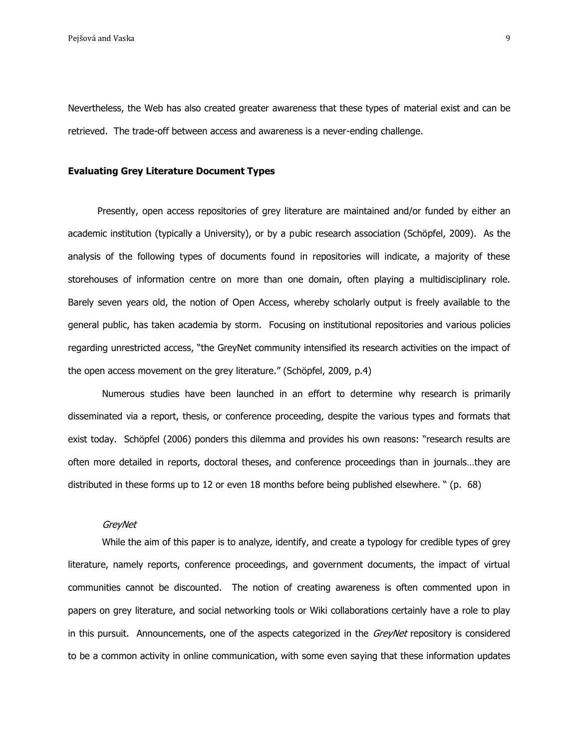Nevertheless, the Web has also created greater awareness that these types of material exist and can be retrieved. The trade-off between access and awareness is a never-ending challenge.

## Evaluating Grey Literature Document Types

Presently, open access repositories of grey literature are maintained and/or funded by either an academic institution (typically a University), or by a pubic research association (Schöpfel, 2009). As the analysis of the following types of documents found in repositories will indicate, a majority of these storehouses of information centre on more than one domain, often playing a multidisciplinary role. Barely seven years old, the notion of Open Access, whereby scholarly output is freely available to the general public, has taken academia by storm. Focusing on institutional repositories and various policies regarding unrestricted access, "the GreyNet community intensified its research activities on the impact of the open access movement on the grey literature." (Schöpfel, 2009, p.4)

Numerous studies have been launched in an effort to determine why research is primarily disseminated via a report, thesis, or conference proceeding, despite the various types and formats that exist today. Schöpfel (2006) ponders this dilemma and provides his own reasons: "research results are often more detailed in reports, doctoral theses, and conference proceedings than in journals…they are distributed in these forms up to 12 or even 18 months before being published elsewhere. " (p. 68)

### *GreyNet*

While the aim of this paper is to analyze, identify, and create a typology for credible types of grey literature, namely reports, conference proceedings, and government documents, the impact of virtual communities cannot be discounted. The notion of creating awareness is often commented upon in papers on grey literature, and social networking tools or Wiki collaborations certainly have a role to play in this pursuit. Announcements, one of the aspects categorized in the *GreyNet* repository is considered to be a common activity in online communication, with some even saying that these information updates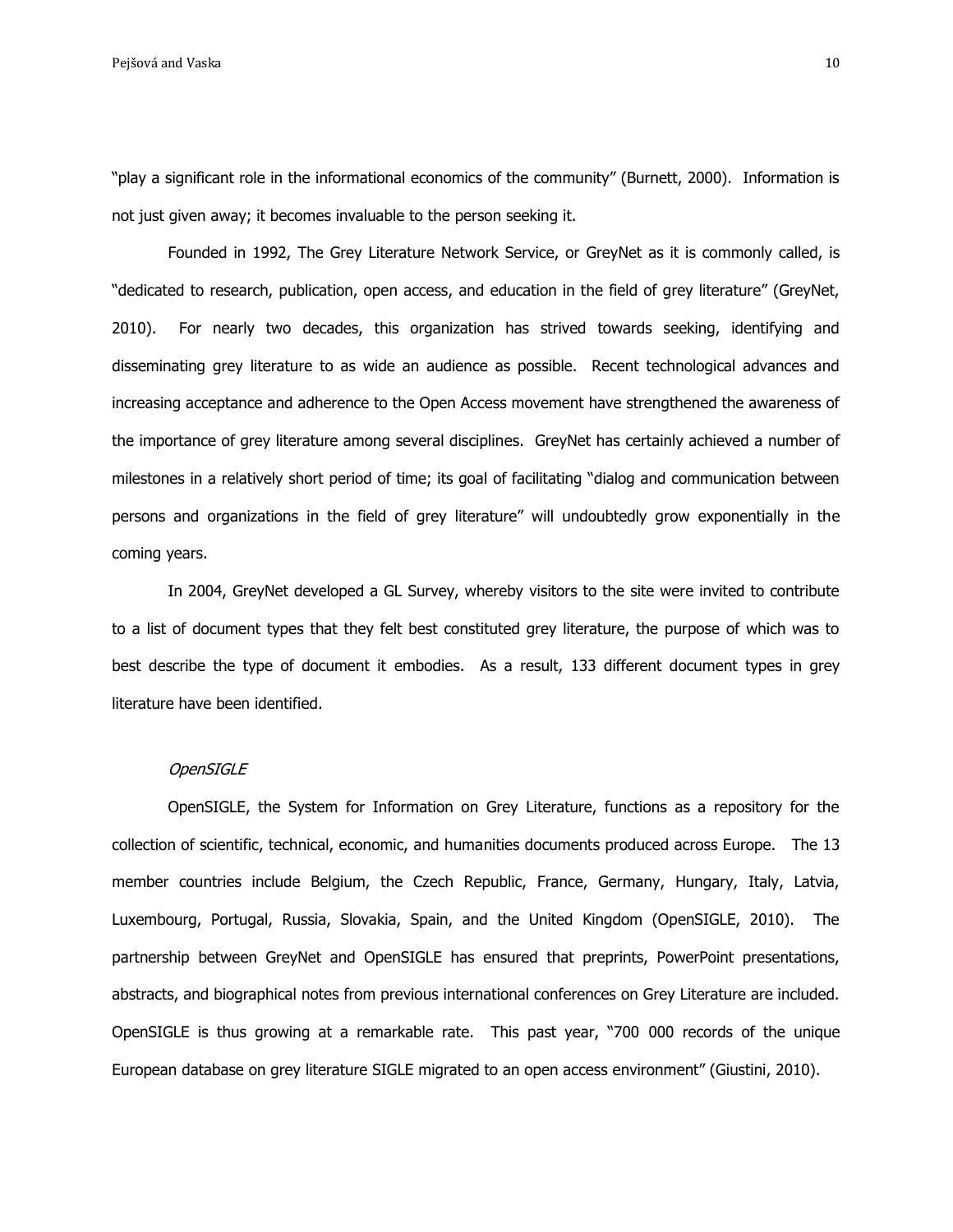"play a significant role in the informational economics of the community" (Burnett, 2000). Information is not just given away; it becomes invaluable to the person seeking it.

Founded in 1992, The Grey Literature Network Service, or GreyNet as it is commonly called, is "dedicated to research, publication, open access, and education in the field of grey literature" (GreyNet, 2010). For nearly two decades, this organization has strived towards seeking, identifying and disseminating grey literature to as wide an audience as possible. Recent technological advances and increasing acceptance and adherence to the Open Access movement have strengthened the awareness of the importance of grey literature among several disciplines. GreyNet has certainly achieved a number of milestones in a relatively short period of time; its goal of facilitating "dialog and communication between persons and organizations in the field of grey literature" will undoubtedly grow exponentially in the coming years.

In 2004, GreyNet developed a GL Survey, whereby visitors to the site were invited to contribute to a list of document types that they felt best constituted grey literature, the purpose of which was to best describe the type of document it embodies. As a result, 133 different document types in grey literature have been identified.

*OpenSIGLE*

OpenSIGLE, the System for Information on Grey Literature, functions as a repository for the collection of scientific, technical, economic, and humanities documents produced across Europe. The 13 member countries include Belgium, the Czech Republic, France, Germany, Hungary, Italy, Latvia, Luxembourg, Portugal, Russia, Slovakia, Spain, and the United Kingdom (OpenSIGLE, 2010). The partnership between GreyNet and OpenSIGLE has ensured that preprints, PowerPoint presentations, abstracts, and biographical notes from previous international conferences on Grey Literature are included. OpenSIGLE is thus growing at a remarkable rate. This past year, "700 000 records of the unique European database on grey literature SIGLE migrated to an open access environment" (Giustini, 2010).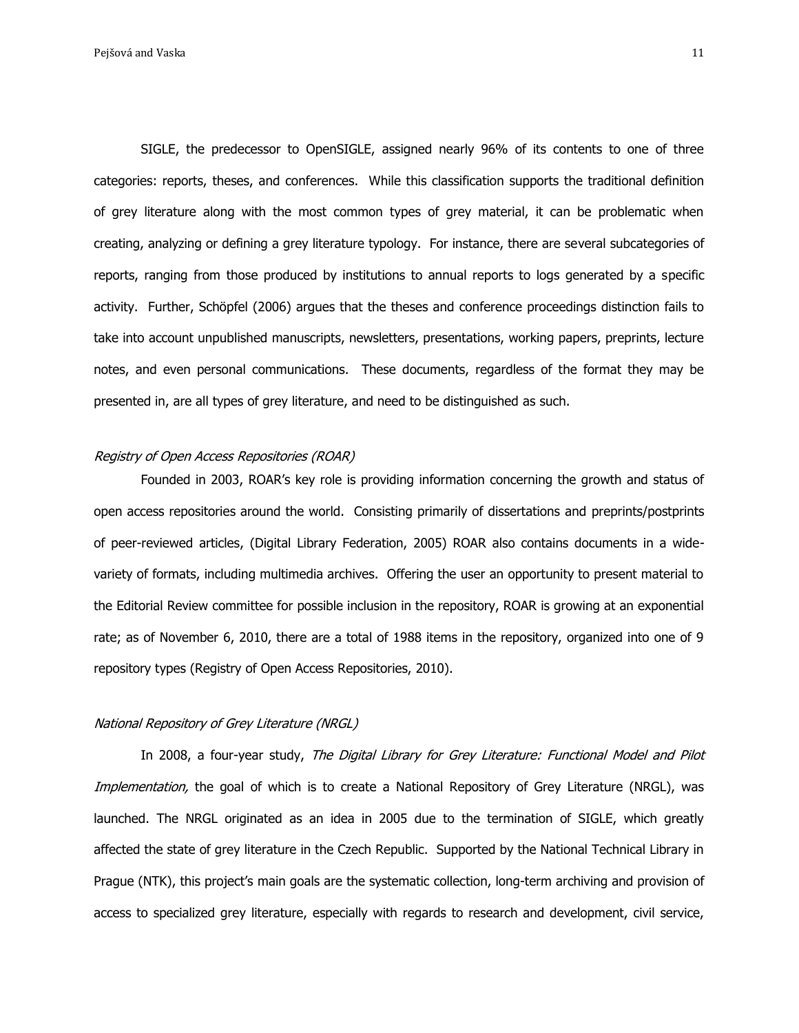SIGLE, the predecessor to OpenSIGLE, assigned nearly 96% of its contents to one of three categories: reports, theses, and conferences. While this classification supports the traditional definition of grey literature along with the most common types of grey material, it can be problematic when creating, analyzing or defining a grey literature typology. For instance, there are several subcategories of reports, ranging from those produced by institutions to annual reports to logs generated by a specific activity. Further, Schöpfel (2006) argues that the theses and conference proceedings distinction fails to take into account unpublished manuscripts, newsletters, presentations, working papers, preprints, lecture notes, and even personal communications. These documents, regardless of the format they may be presented in, are all types of grey literature, and need to be distinguished as such.

*Registry of Open Access Repositories (ROAR)*

Founded in 2003, ROAR's key role is providing information concerning the growth and status of open access repositories around the world. Consisting primarily of dissertations and preprints/postprints of peer-reviewed articles, (Digital Library Federation, 2005) ROAR also contains documents in a wide-variety of formats, including multimedia archives. Offering the user an opportunity to present material to the Editorial Review committee for possible inclusion in the repository, ROAR is growing at an exponential rate; as of November 6, 2010, there are a total of 1988 items in the repository, organized into one of 9 repository types (Registry of Open Access Repositories, 2010).

*National Repository of Grey Literature (NRGL)*

In 2008, a four-year study, *The Digital Library for Grey Literature: Functional Model and Pilot Implementation,* the goal of which is to create a National Repository of Grey Literature (NRGL), was launched. The NRGL originated as an idea in 2005 due to the termination of SIGLE, which greatly affected the state of grey literature in the Czech Republic. Supported by the National Technical Library in Prague (NTK), this project's main goals are the systematic collection, long-term archiving and provision of access to specialized grey literature, especially with regards to research and development, civil service,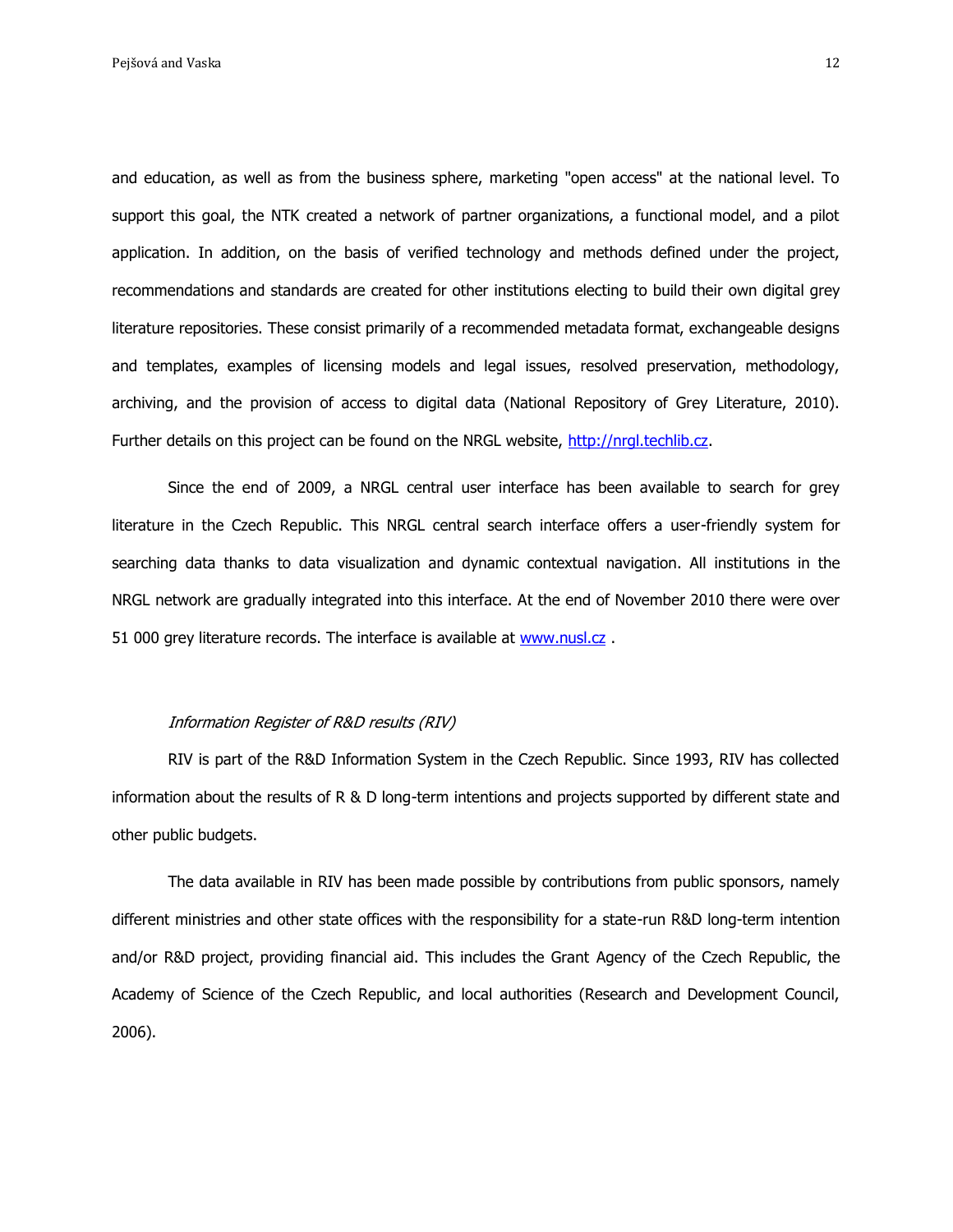and education, as well as from the business sphere, marketing "open access" at the national level. To support this goal, the NTK created a network of partner organizations, a functional model, and a pilot application. In addition, on the basis of verified technology and methods defined under the project, recommendations and standards are created for other institutions electing to build their own digital grey literature repositories. These consist primarily of a recommended metadata format, exchangeable designs and templates, examples of licensing models and legal issues, resolved preservation, methodology, archiving, and the provision of access to digital data (National Repository of Grey Literature, 2010). Further details on this project can be found on the NRGL website, [http://nrgl.techlib.cz](http://nrgl.techlib.cz).

Since the end of 2009, a NRGL central user interface has been available to search for grey literature in the Czech Republic. This NRGL central search interface offers a user-friendly system for searching data thanks to data visualization and dynamic contextual navigation. All institutions in the NRGL network are gradually integrated into this interface. At the end of November 2010 there were over 51 000 grey literature records. The interface is available at [www.nusl.cz](http://www.nusl.cz) .

### *Information Register of R&D results (RIV)*

RIV is part of the R&D Information System in the Czech Republic. Since 1993, RIV has collected information about the results of R & D long-term intentions and projects supported by different state and other public budgets.

The data available in RIV has been made possible by contributions from public sponsors, namely different ministries and other state offices with the responsibility for a state-run R&D long-term intention and/or R&D project, providing financial aid. This includes the Grant Agency of the Czech Republic, the Academy of Science of the Czech Republic, and local authorities (Research and Development Council, 2006).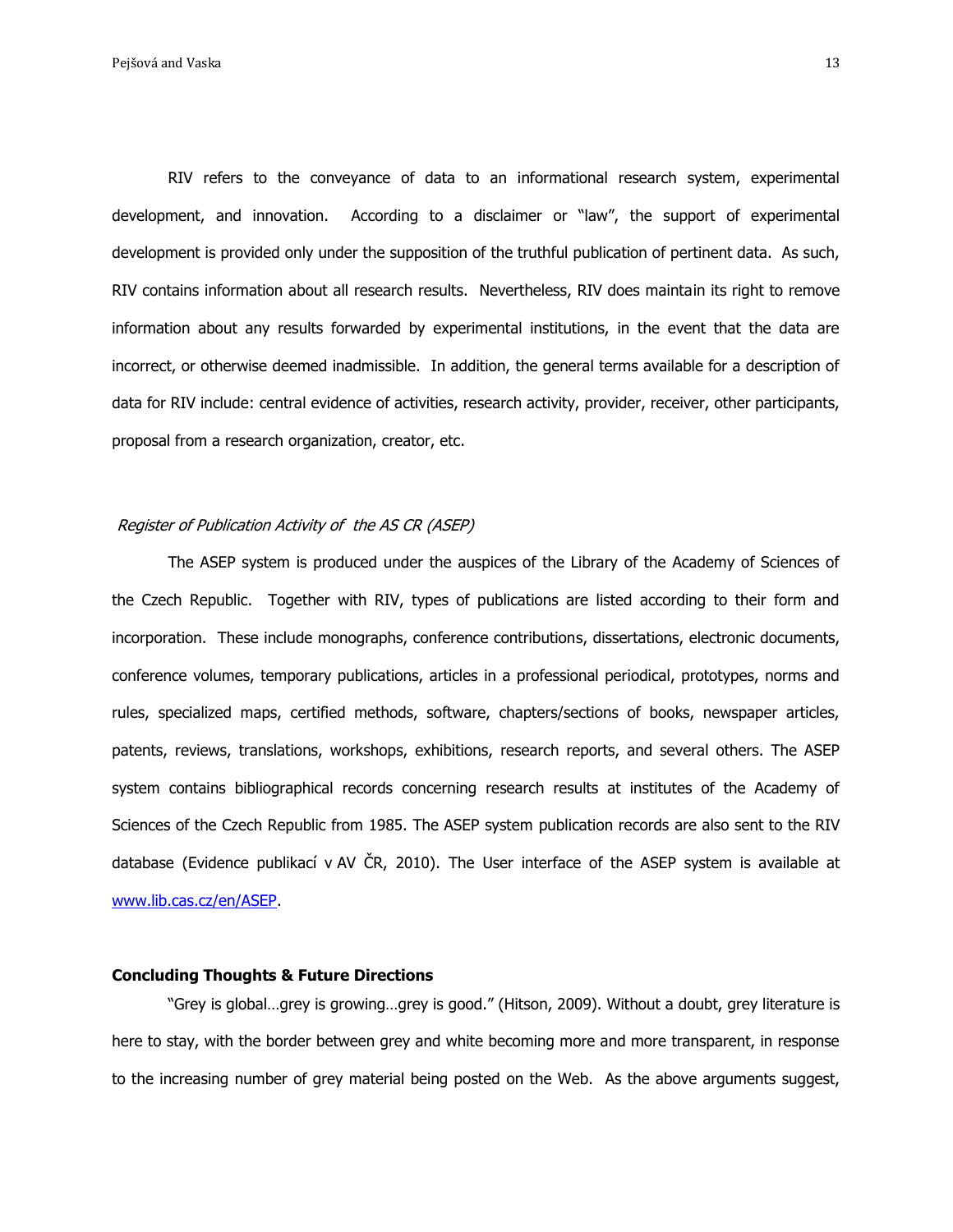RIV refers to the conveyance of data to an informational research system, experimental development, and innovation. According to a disclaimer or "law", the support of experimental development is provided only under the supposition of the truthful publication of pertinent data. As such, RIV contains information about all research results. Nevertheless, RIV does maintain its right to remove information about any results forwarded by experimental institutions, in the event that the data are incorrect, or otherwise deemed inadmissible. In addition, the general terms available for a description of data for RIV include: central evidence of activities, research activity, provider, receiver, other participants, proposal from a research organization, creator, etc.

*Register of Publication Activity of the AS CR (ASEP)*

The ASEP system is produced under the auspices of the Library of the Academy of Sciences of the Czech Republic. Together with RIV, types of publications are listed according to their form and incorporation. These include monographs, conference contributions, dissertations, electronic documents, conference volumes, temporary publications, articles in a professional periodical, prototypes, norms and rules, specialized maps, certified methods, software, chapters/sections of books, newspaper articles, patents, reviews, translations, workshops, exhibitions, research reports, and several others. The ASEP system contains bibliographical records concerning research results at institutes of the Academy of Sciences of the Czech Republic from 1985. The ASEP system publication records are also sent to the RIV database (Evidence publikací v AV ČR, 2010). The User interface of the ASEP system is available at www.lib.cas.cz/en/ASEP.

**Concluding Thoughts & Future Directions**

"Grey is global…grey is growing…grey is good." (Hitson, 2009). Without a doubt, grey literature is here to stay, with the border between grey and white becoming more and more transparent, in response to the increasing number of grey material being posted on the Web. As the above arguments suggest,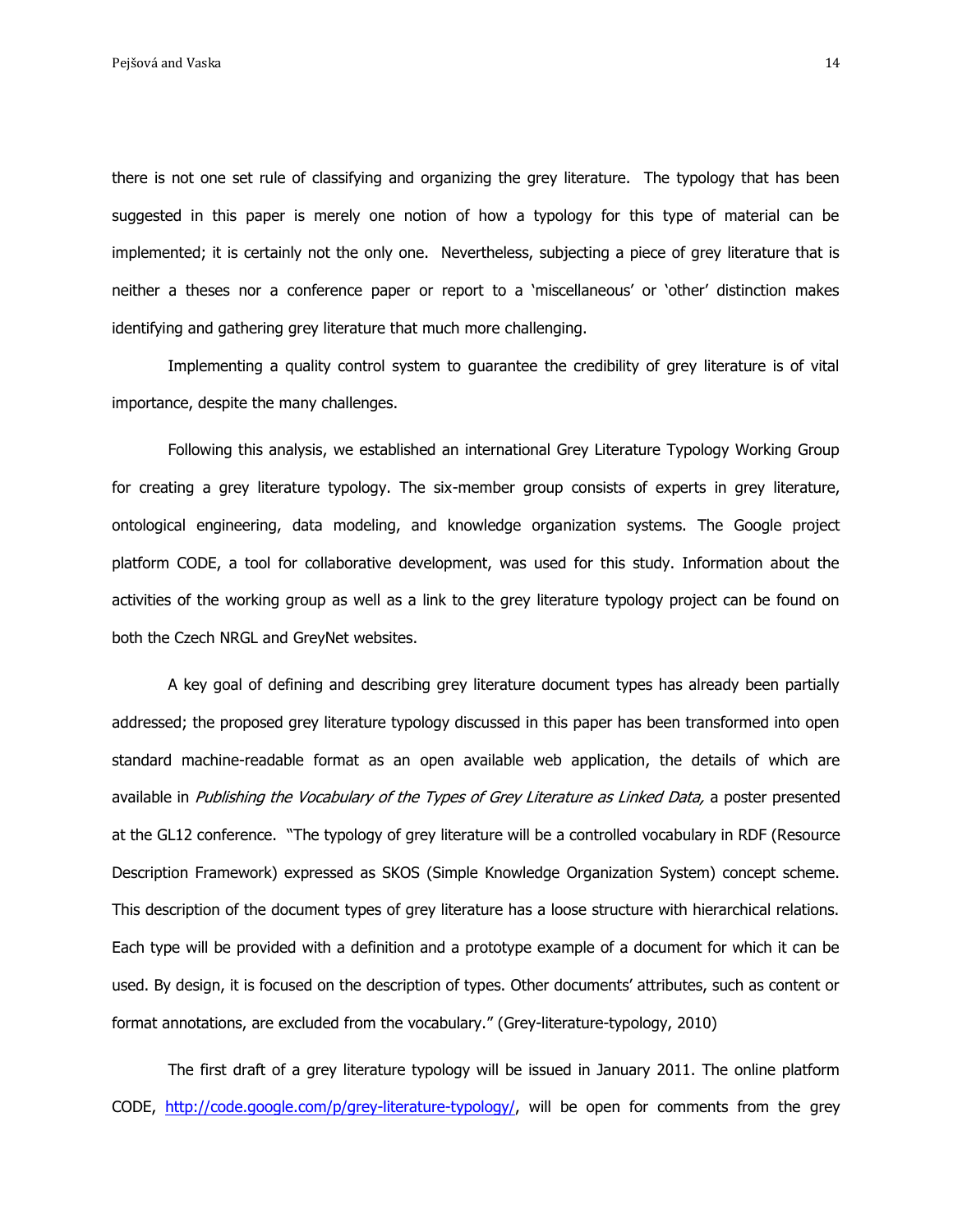there is not one set rule of classifying and organizing the grey literature. The typology that has been suggested in this paper is merely one notion of how a typology for this type of material can be implemented; it is certainly not the only one. Nevertheless, subjecting a piece of grey literature that is neither a theses nor a conference paper or report to a 'miscellaneous' or 'other' distinction makes identifying and gathering grey literature that much more challenging.

Implementing a quality control system to guarantee the credibility of grey literature is of vital importance, despite the many challenges.

Following this analysis, we established an international Grey Literature Typology Working Group for creating a grey literature typology. The six-member group consists of experts in grey literature, ontological engineering, data modeling, and knowledge organization systems. The Google project platform CODE, a tool for collaborative development, was used for this study. Information about the activities of the working group as well as a link to the grey literature typology project can be found on both the Czech NRGL and GreyNet websites.

A key goal of defining and describing grey literature document types has already been partially addressed; the proposed grey literature typology discussed in this paper has been transformed into open standard machine-readable format as an open available web application, the details of which are available in *Publishing the Vocabulary of the Types of Grey Literature as Linked Data,* a poster presented at the GL12 conference. "The typology of grey literature will be a controlled vocabulary in RDF (Resource Description Framework) expressed as SKOS (Simple Knowledge Organization System) concept scheme. This description of the document types of grey literature has a loose structure with hierarchical relations. Each type will be provided with a definition and a prototype example of a document for which it can be used. By design, it is focused on the description of types. Other documents' attributes, such as content or format annotations, are excluded from the vocabulary." (Grey-literature-typology, 2010)

The first draft of a grey literature typology will be issued in January 2011. The online platform CODE, http://code.google.com/p/grey-literature-typology/, will be open for comments from the grey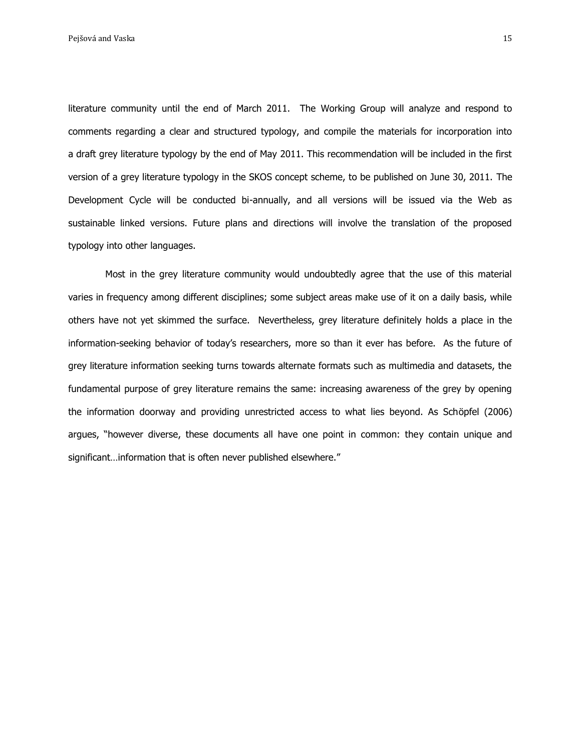literature community until the end of March 2011. The Working Group will analyze and respond to comments regarding a clear and structured typology, and compile the materials for incorporation into a draft grey literature typology by the end of May 2011. This recommendation will be included in the first version of a grey literature typology in the SKOS concept scheme, to be published on June 30, 2011. The Development Cycle will be conducted bi-annually, and all versions will be issued via the Web as sustainable linked versions. Future plans and directions will involve the translation of the proposed typology into other languages.

Most in the grey literature community would undoubtedly agree that the use of this material varies in frequency among different disciplines; some subject areas make use of it on a daily basis, while others have not yet skimmed the surface. Nevertheless, grey literature definitely holds a place in the information-seeking behavior of today's researchers, more so than it ever has before. As the future of grey literature information seeking turns towards alternate formats such as multimedia and datasets, the fundamental purpose of grey literature remains the same: increasing awareness of the grey by opening the information doorway and providing unrestricted access to what lies beyond. As Schöpfel (2006) argues, "however diverse, these documents all have one point in common: they contain unique and significant…information that is often never published elsewhere."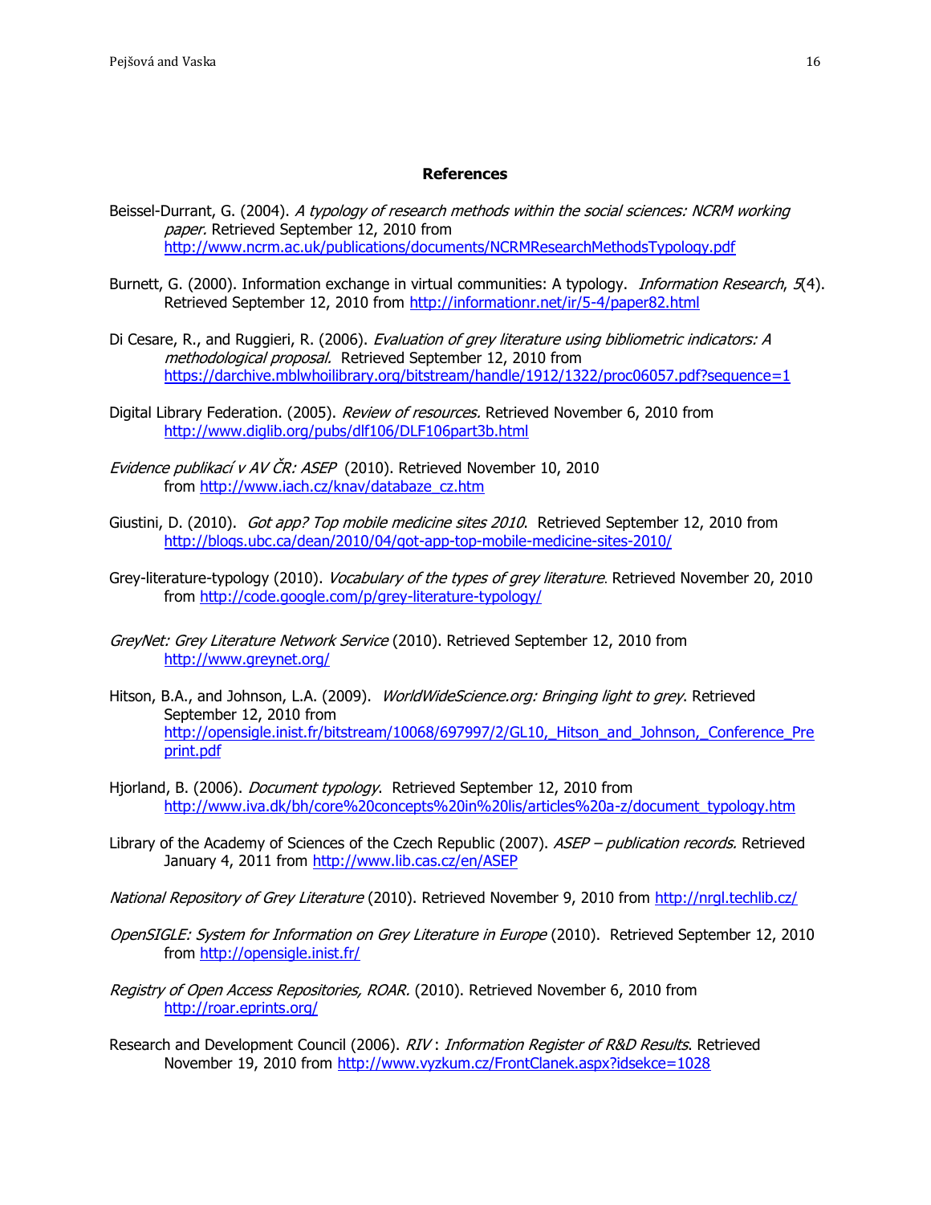## References

Beissel-Durrant, G. (2004). *A typology of research methods within the social sciences: NCRM working paper.* Retrieved September 12, 2010 from http://www.ncrm.ac.uk/publications/documents/NCRMResearchMethodsTypology.pdf

Burnett, G. (2000). Information exchange in virtual communities: A typology. *Information Research*, *5*(4). Retrieved September 12, 2010 from http://informationr.net/ir/5-4/paper82.html

Di Cesare, R., and Ruggieri, R. (2006). *Evaluation of grey literature using bibliometric indicators: A methodological proposal.* Retrieved September 12, 2010 from https://darchive.mblwhoilibrary.org/bitstream/handle/1912/1322/proc06057.pdf?sequence=1

Digital Library Federation. (2005). *Review of resources.* Retrieved November 6, 2010 from http://www.diglib.org/pubs/dlf106/DLF106part3b.html

*Evidence publikací v AV ČR: ASEP* (2010). Retrieved November 10, 2010 from http://www.iach.cz/knav/databaze_cz.htm

Giustini, D. (2010). *Got app? Top mobile medicine sites 2010*. Retrieved September 12, 2010 from http://blogs.ubc.ca/dean/2010/04/got-app-top-mobile-medicine-sites-2010/

Grey-literature-typology (2010). *Vocabulary of the types of grey literature*. Retrieved November 20, 2010 from http://code.google.com/p/grey-literature-typology/

*GreyNet: Grey Literature Network Service* (2010). Retrieved September 12, 2010 from http://www.greynet.org/

Hitson, B.A., and Johnson, L.A. (2009). *WorldWideScience.org: Bringing light to grey*. Retrieved September 12, 2010 from http://opensigle.inist.fr/bitstream/10068/697997/2/GL10,_Hitson_and_Johnson,_Conference_Preprint.pdf

Hjorland, B. (2006). *Document typology*. Retrieved September 12, 2010 from http://www.iva.dk/bh/core%20concepts%20in%20lis/articles%20a-z/document_typology.htm

Library of the Academy of Sciences of the Czech Republic (2007). *ASEP – publication records.* Retrieved January 4, 2011 from http://www.lib.cas.cz/en/ASEP

*National Repository of Grey Literature* (2010). Retrieved November 9, 2010 from http://nrgl.techlib.cz/

*OpenSIGLE: System for Information on Grey Literature in Europe* (2010). Retrieved September 12, 2010 from http://opensigle.inist.fr/

*Registry of Open Access Repositories, ROAR.* (2010). Retrieved November 6, 2010 from http://roar.eprints.org/

Research and Development Council (2006). *RIV* : *Information Register of R&D Results*. Retrieved November 19, 2010 from http://www.vyzkum.cz/FrontClanek.aspx?idsekce=1028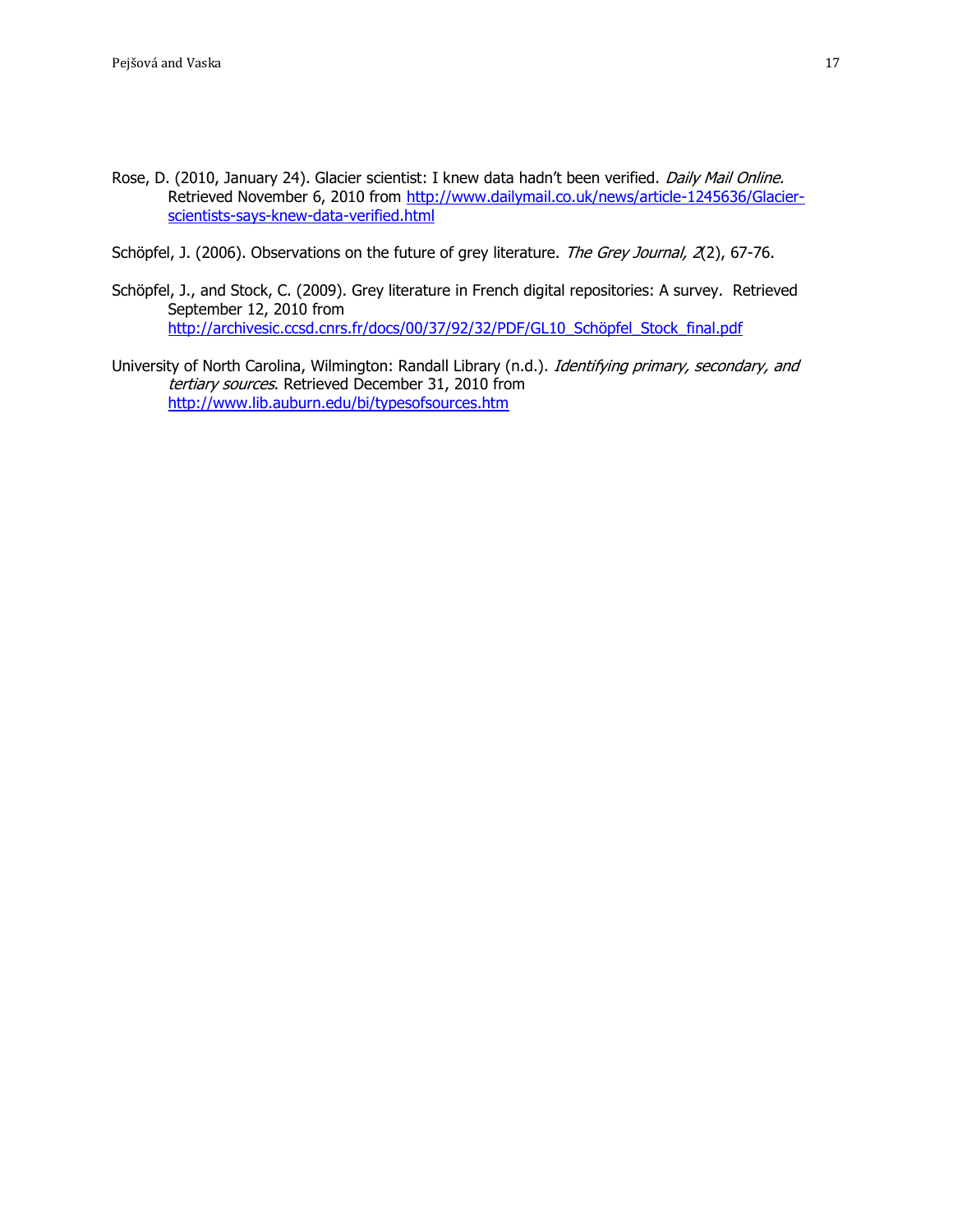Rose, D. (2010, January 24). Glacier scientist: I knew data hadn't been verified. *Daily Mail Online.* Retrieved November 6, 2010 from http://www.dailymail.co.uk/news/article-1245636/Glacier-scientists-says-knew-data-verified.html

Schöpfel, J. (2006). Observations on the future of grey literature. *The Grey Journal, 2*(2), 67-76.

Schöpfel, J., and Stock, C. (2009). Grey literature in French digital repositories: A survey. Retrieved September 12, 2010 from http://archivesic.ccsd.cnrs.fr/docs/00/37/92/32/PDF/GL10_Schöpfel_Stock_final.pdf

University of North Carolina, Wilmington: Randall Library (n.d.). *Identifying primary, secondary, and tertiary sources*. Retrieved December 31, 2010 from http://www.lib.auburn.edu/bi/typesofsources.htm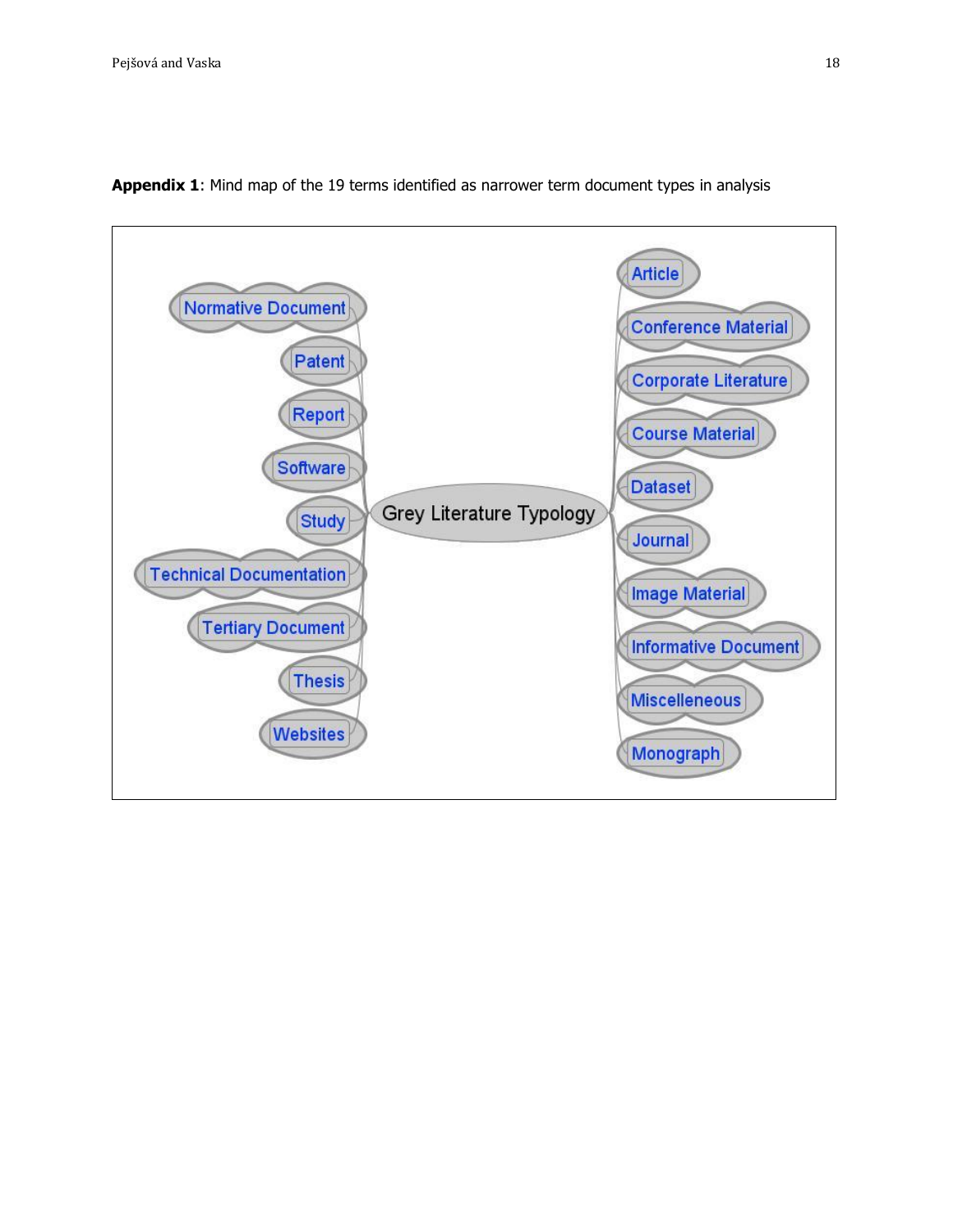**Appendix 1**: Mind map of the 19 terms identified as narrower term document types in analysis

Grey Literature Typology

Normative Document
Patent
Report
Software
Study
Technical Documentation
Tertiary Document
Thesis
Websites

Article
Conference Material
Corporate Literature
Course Material
Dataset
Journal
Image Material
Informative Document
Miscelleneous
Monograph